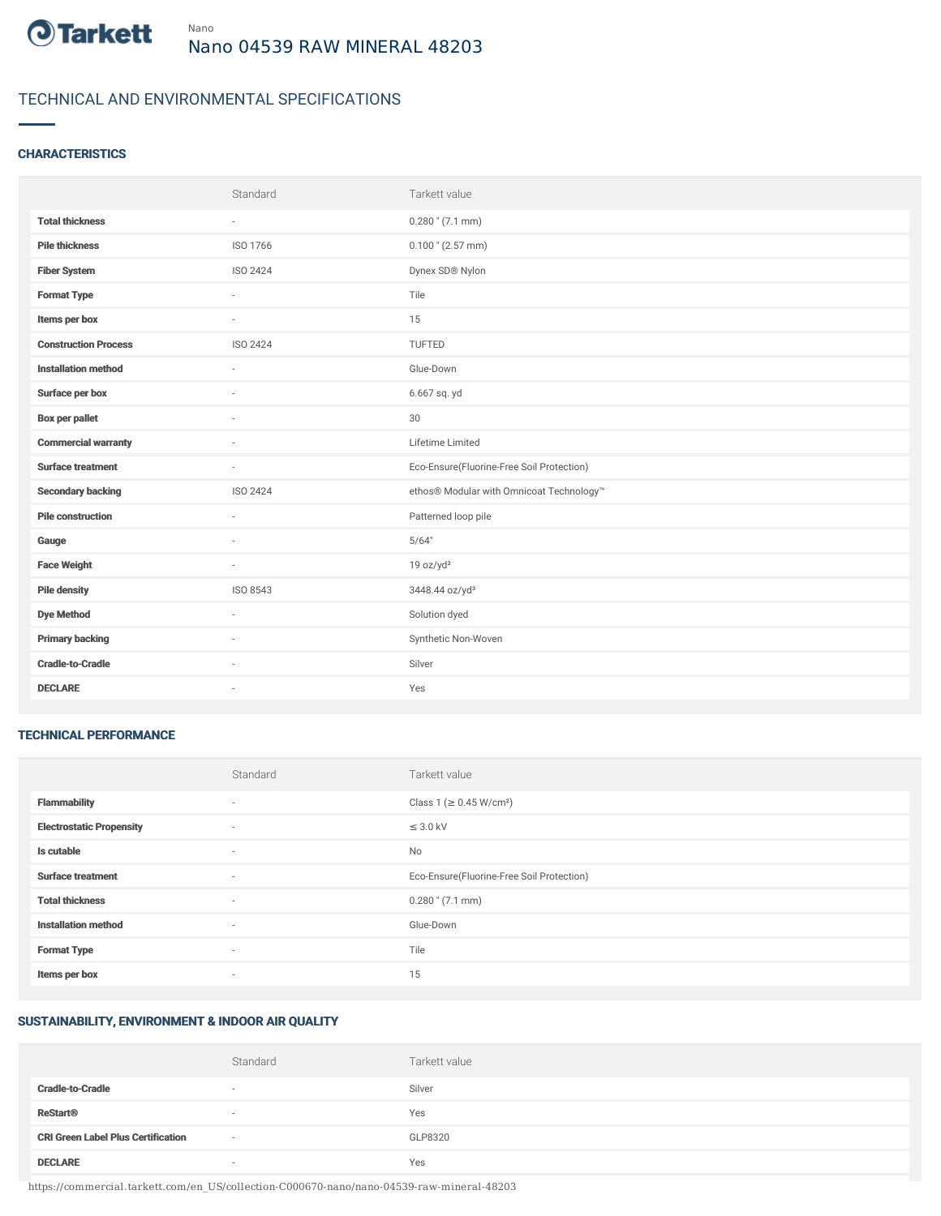Tarkett

Nano

# Nano 04539 RAW MINERAL 48203

## TECHNICAL AND ENVIRONMENTAL SPECIFICATIONS

### CHARACTERISTICS

| | Standard | Tarkett value |
|---|---|---|
| **Total thickness** | - | 0.280 " (7.1 mm) |
| **Pile thickness** | ISO 1766 | 0.100 " (2.57 mm) |
| **Fiber System** | ISO 2424 | Dynex SD® Nylon |
| **Format Type** | - | Tile |
| **Items per box** | - | 15 |
| **Construction Process** | ISO 2424 | TUFTED |
| **Installation method** | - | Glue-Down |
| **Surface per box** | - | 6.667 sq. yd |
| **Box per pallet** | - | 30 |
| **Commercial warranty** | - | Lifetime Limited |
| **Surface treatment** | - | Eco-Ensure(Fluorine-Free Soil Protection) |
| **Secondary backing** | ISO 2424 | ethos® Modular with Omnicoat Technology™ |
| **Pile construction** | - | Patterned loop pile |
| **Gauge** | - | 5/64" |
| **Face Weight** | - | 19 oz/yd² |
| **Pile density** | ISO 8543 | 3448.44 oz/yd³ |
| **Dye Method** | - | Solution dyed |
| **Primary backing** | - | Synthetic Non-Woven |
| **Cradle-to-Cradle** | - | Silver |
| **DECLARE** | - | Yes |

### TECHNICAL PERFORMANCE

| | Standard | Tarkett value |
|---|---|---|
| **Flammability** | - | Class 1 (≥ 0.45 W/cm²) |
| **Electrostatic Propensity** | - | ≤ 3.0 kV |
| **Is cutable** | - | No |
| **Surface treatment** | - | Eco-Ensure(Fluorine-Free Soil Protection) |
| **Total thickness** | - | 0.280 " (7.1 mm) |
| **Installation method** | - | Glue-Down |
| **Format Type** | - | Tile |
| **Items per box** | - | 15 |

### SUSTAINABILITY, ENVIRONMENT & INDOOR AIR QUALITY

| | Standard | Tarkett value |
|---|---|---|
| **Cradle-to-Cradle** | - | Silver |
| **ReStart®** | - | Yes |
| **CRI Green Label Plus Certification** | - | GLP8320 |
| **DECLARE** | - | Yes |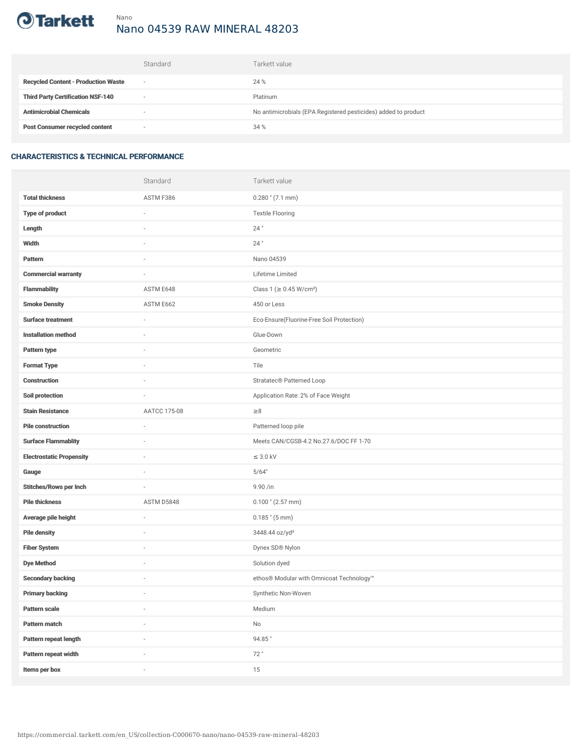Nano

# Nano 04539 RAW MINERAL 48203

| | Standard | Tarkett value |
|---|---|---|
| **Recycled Content - Production Waste** | - | 24 % |
| **Third Party Certification NSF-140** | - | Platinum |
| **Antimicrobial Chemicals** | - | No antimicrobials (EPA Registered pesticides) added to product |
| **Post Consumer recycled content** | - | 34 % |

## CHARACTERISTICS & TECHNICAL PERFORMANCE

| | Standard | Tarkett value |
|---|---|---|
| **Total thickness** | ASTM F386 | 0.280 " (7.1 mm) |
| **Type of product** | - | Textile Flooring |
| **Length** | - | 24 " |
| **Width** | - | 24 " |
| **Pattern** | - | Nano 04539 |
| **Commercial warranty** | - | Lifetime Limited |
| **Flammability** | ASTM E648 | Class 1 (≥ 0.45 W/cm²) |
| **Smoke Density** | ASTM E662 | 450 or Less |
| **Surface treatment** | - | Eco-Ensure(Fluorine-Free Soil Protection) |
| **Installation method** | - | Glue-Down |
| **Pattern type** | - | Geometric |
| **Format Type** | - | Tile |
| **Construction** | - | Stratatec® Patterned Loop |
| **Soil protection** | - | Application Rate: 2% of Face Weight |
| **Stain Resistance** | AATCC 175-08 | ≥8 |
| **Pile construction** | - | Patterned loop pile |
| **Surface Flammablity** | - | Meets CAN/CGSB-4.2 No.27.6/DOC FF 1-70 |
| **Electrostatic Propensity** | - | ≤ 3.0 kV |
| **Gauge** | - | 5/64" |
| **Stitches/Rows per Inch** | - | 9.90 /in |
| **Pile thickness** | ASTM D5848 | 0.100 " (2.57 mm) |
| **Average pile height** | - | 0.185 " (5 mm) |
| **Pile density** | - | 3448.44 oz/yd³ |
| **Fiber System** | - | Dynex SD® Nylon |
| **Dye Method** | - | Solution dyed |
| **Secondary backing** | - | ethos® Modular with Omnicoat Technology™ |
| **Primary backing** | - | Synthetic Non-Woven |
| **Pattern scale** | - | Medium |
| **Pattern match** | - | No |
| **Pattern repeat length** | - | 94.85 " |
| **Pattern repeat width** | - | 72 " |
| **Items per box** | - | 15 |